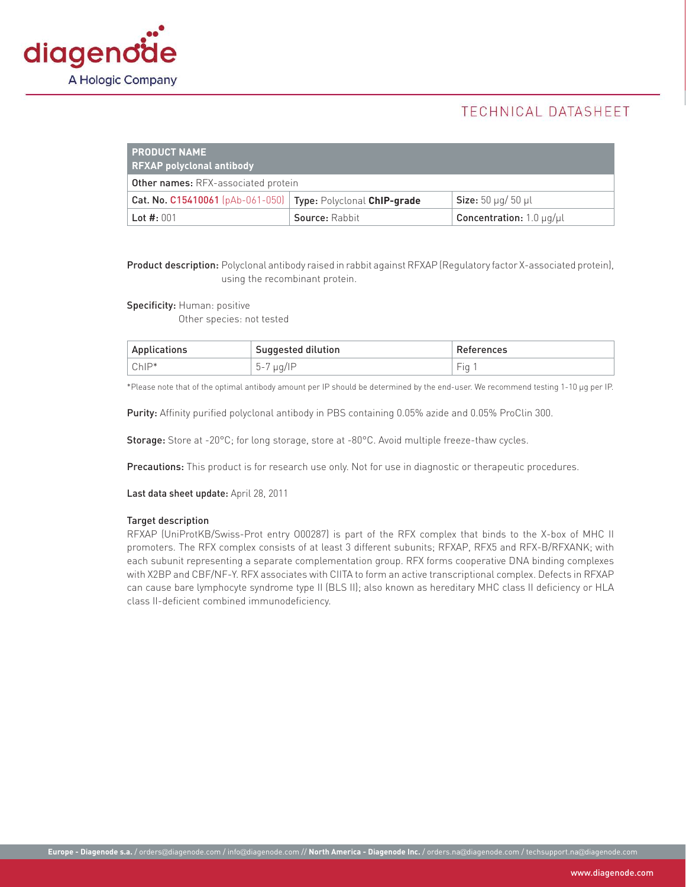# TECHNICAL DATASHEET

| **PRODUCT NAME RFXAP polyclonal antibody** | | |
|---|---|---|
| **Other names:** RFX-associated protein | | |
| **Cat. No.** C15410061 (pAb-061-050) | **Type:** Polyclonal **ChIP-grade** | **Size:** 50 µg/ 50 µl |
| **Lot #:** 001 | **Source:** Rabbit | **Concentration:** 1.0 µg/µl |

**Product description:** Polyclonal antibody raised in rabbit against RFXAP (Regulatory factor X-associated protein), using the recombinant protein.

**Specificity:** Human: positive
Other species: not tested

| Applications | Suggested dilution | References |
|---|---|---|
| ChIP* | 5-7 µg/IP | Fig 1 |

*Please note that of the optimal antibody amount per IP should be determined by the end-user. We recommend testing 1-10 µg per IP.

**Purity:** Affinity purified polyclonal antibody in PBS containing 0.05% azide and 0.05% ProClin 300.

**Storage:** Store at -20°C; for long storage, store at -80°C. Avoid multiple freeze-thaw cycles.

**Precautions:** This product is for research use only. Not for use in diagnostic or therapeutic procedures.

**Last data sheet update:** April 28, 2011

**Target description**

RFXAP (UniProtKB/Swiss-Prot entry O00287) is part of the RFX complex that binds to the X-box of MHC II promoters. The RFX complex consists of at least 3 different subunits; RFXAP, RFX5 and RFX-B/RFXANK; with each subunit representing a separate complementation group. RFX forms cooperative DNA binding complexes with X2BP and CBF/NF-Y. RFX associates with CIITA to form an active transcriptional complex. Defects in RFXAP can cause bare lymphocyte syndrome type II (BLS II); also known as hereditary MHC class II deficiency or HLA class II-deficient combined immunodeficiency.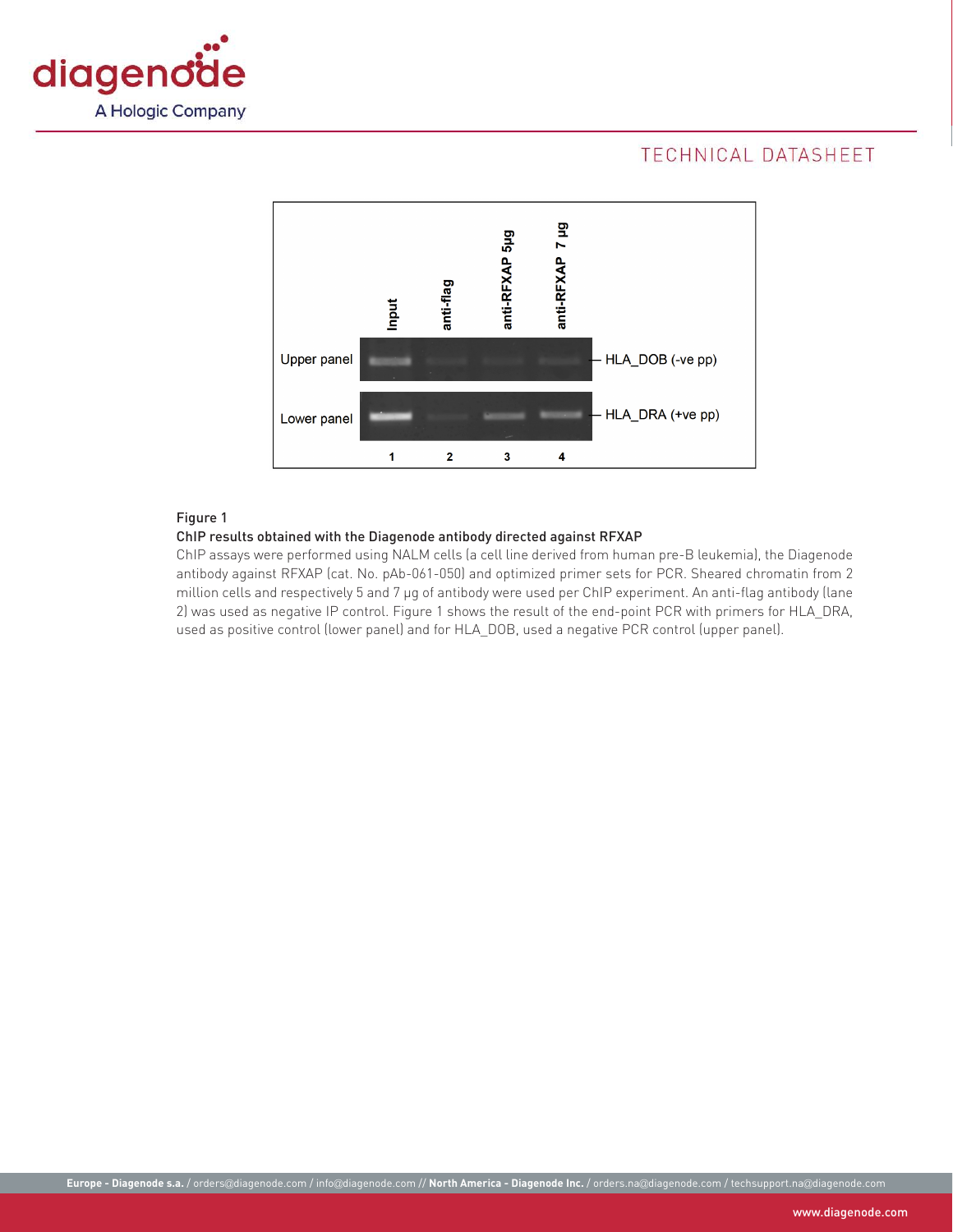Input

anti-flag

anti-RFXAP 5µg

anti-RFXAP 7 µg

Upper panel

HLA_DOB (-ve pp)

Lower panel

HLA_DRA (+ve pp)

1 2 3 4

Figure 1

**ChIP results obtained with the Diagenode antibody directed against RFXAP**

ChIP assays were performed using NALM cells (a cell line derived from human pre-B leukemia), the Diagenode antibody against RFXAP (cat. No. pAb-061-050) and optimized primer sets for PCR. Sheared chromatin from 2 million cells and respectively 5 and 7 µg of antibody were used per ChIP experiment. An anti-flag antibody (lane 2) was used as negative IP control. Figure 1 shows the result of the end-point PCR with primers for HLA_DRA, used as positive control (lower panel) and for HLA_DOB, used a negative PCR control (upper panel).